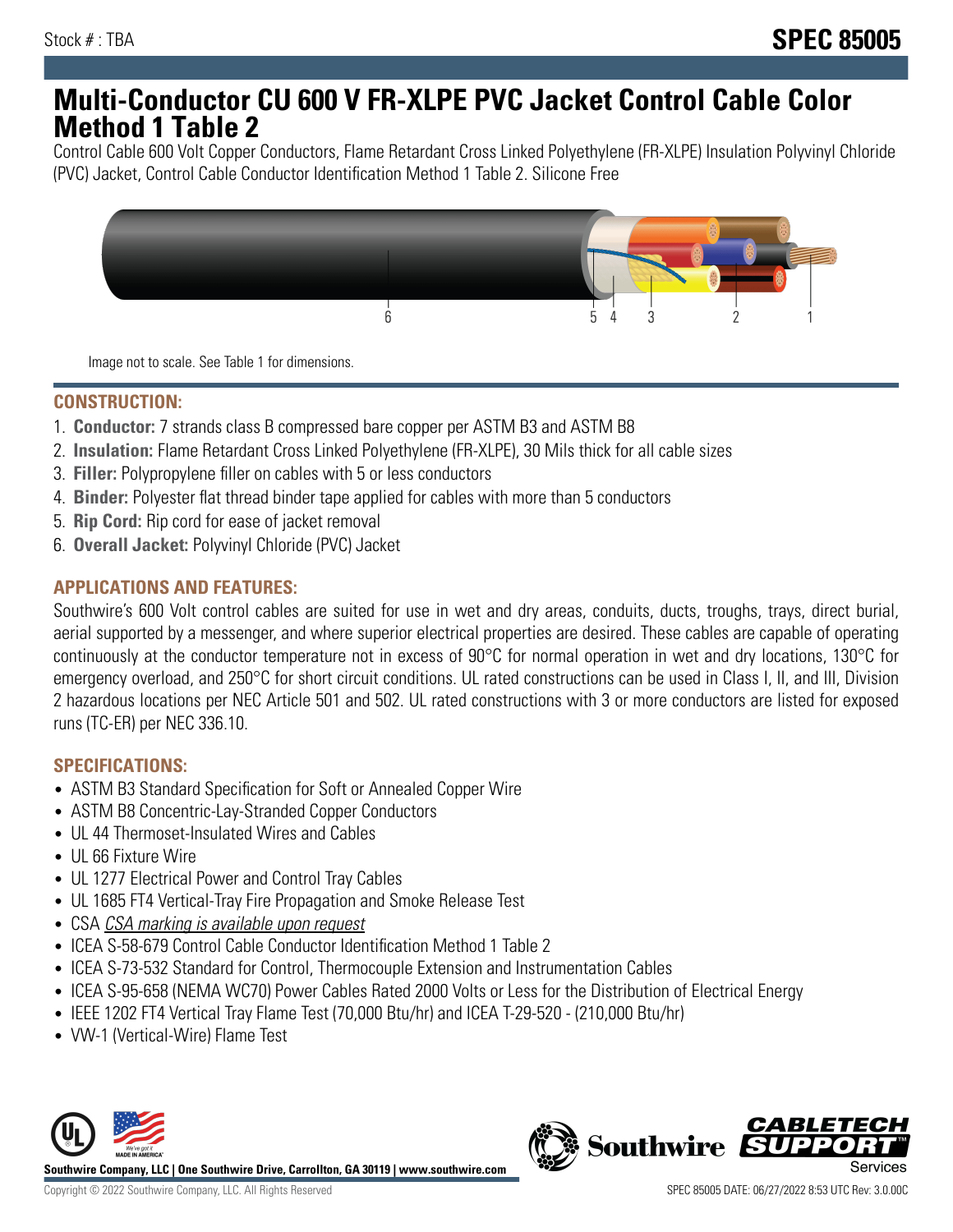Stock # : TBA

# SPEC 85005

# Multi-Conductor CU 600 V FR-XLPE PVC Jacket Control Cable Color Method 1 Table 2

Control Cable 600 Volt Copper Conductors, Flame Retardant Cross Linked Polyethylene (FR-XLPE) Insulation Polyvinyl Chloride (PVC) Jacket, Control Cable Conductor Identification Method 1 Table 2. Silicone Free

Image not to scale. See Table 1 for dimensions.

## CONSTRUCTION:

1. **Conductor:** 7 strands class B compressed bare copper per ASTM B3 and ASTM B8
2. **Insulation:** Flame Retardant Cross Linked Polyethylene (FR-XLPE), 30 Mils thick for all cable sizes
3. **Filler:** Polypropylene filler on cables with 5 or less conductors
4. **Binder:** Polyester flat thread binder tape applied for cables with more than 5 conductors
5. **Rip Cord:** Rip cord for ease of jacket removal
6. **Overall Jacket:** Polyvinyl Chloride (PVC) Jacket

## APPLICATIONS AND FEATURES:

Southwire's 600 Volt control cables are suited for use in wet and dry areas, conduits, ducts, troughs, trays, direct burial, aerial supported by a messenger, and where superior electrical properties are desired. These cables are capable of operating continuously at the conductor temperature not in excess of 90°C for normal operation in wet and dry locations, 130°C for emergency overload, and 250°C for short circuit conditions. UL rated constructions can be used in Class I, II, and III, Division 2 hazardous locations per NEC Article 501 and 502. UL rated constructions with 3 or more conductors are listed for exposed runs (TC-ER) per NEC 336.10.

## SPECIFICATIONS:

- ASTM B3 Standard Specification for Soft or Annealed Copper Wire
- ASTM B8 Concentric-Lay-Stranded Copper Conductors
- UL 44 Thermoset-Insulated Wires and Cables
- UL 66 Fixture Wire
- UL 1277 Electrical Power and Control Tray Cables
- UL 1685 FT4 Vertical-Tray Fire Propagation and Smoke Release Test
- CSA *CSA marking is available upon request*
- ICEA S-58-679 Control Cable Conductor Identification Method 1 Table 2
- ICEA S-73-532 Standard for Control, Thermocouple Extension and Instrumentation Cables
- ICEA S-95-658 (NEMA WC70) Power Cables Rated 2000 Volts or Less for the Distribution of Electrical Energy
- IEEE 1202 FT4 Vertical Tray Flame Test (70,000 Btu/hr) and ICEA T-29-520 - (210,000 Btu/hr)
- VW-1 (Vertical-Wire) Flame Test

Southwire Company, LLC | One Southwire Drive, Carrollton, GA 30119 | www.southwire.com

Copyright © 2022 Southwire Company, LLC. All Rights Reserved

SPEC 85005 DATE: 06/27/2022 8:53 UTC Rev: 3.0.00C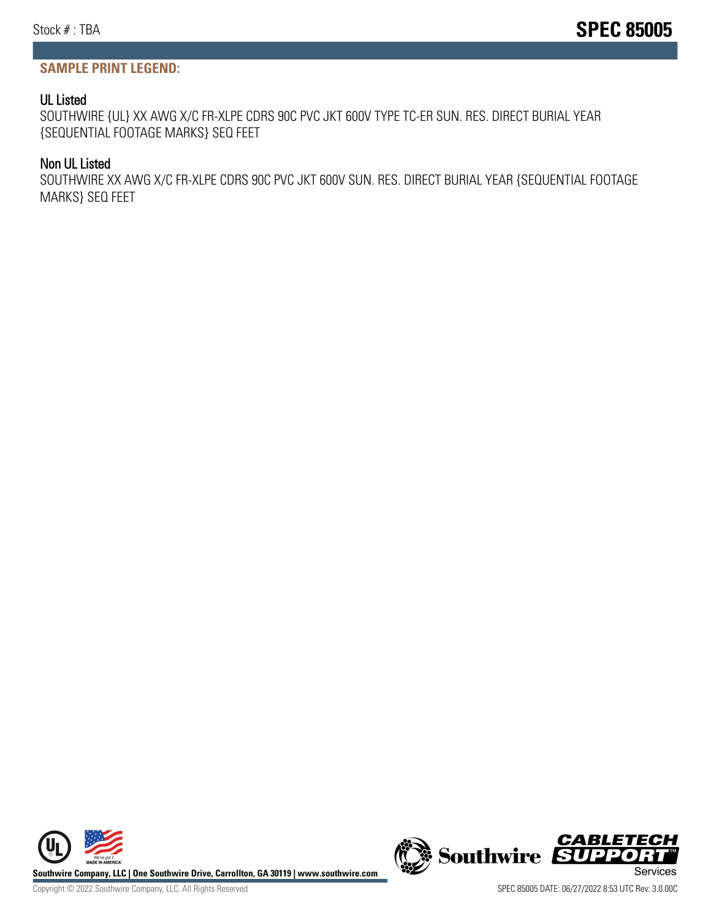## SAMPLE PRINT LEGEND:

### UL Listed

SOUTHWIRE {UL} XX AWG X/C FR-XLPE CDRS 90C PVC JKT 600V TYPE TC-ER SUN. RES. DIRECT BURIAL YEAR {SEQUENTIAL FOOTAGE MARKS} SEQ FEET

### Non UL Listed

SOUTHWIRE XX AWG X/C FR-XLPE CDRS 90C PVC JKT 600V SUN. RES. DIRECT BURIAL YEAR {SEQUENTIAL FOOTAGE MARKS} SEQ FEET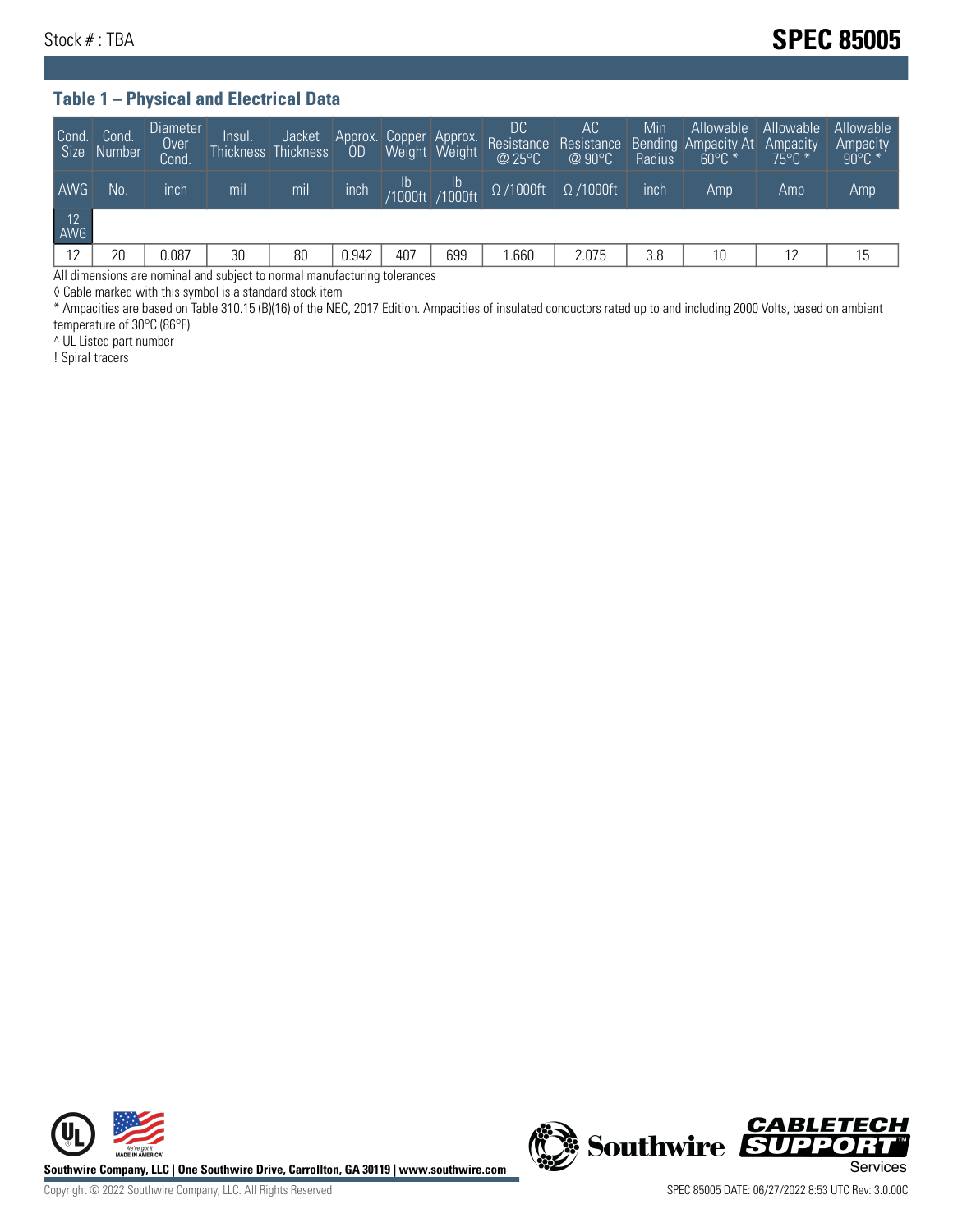Stock # : TBA

# SPEC 85005

## Table 1 – Physical and Electrical Data

| Cond. Size | Cond. Number | Diameter Over Cond. | Insul. Thickness | Jacket Thickness | Approx. OD | Copper Weight | Approx. Weight | DC Resistance @ 25°C | AC Resistance @ 90°C | Min Bending Radius | Allowable Ampacity At 60°C * | Allowable Ampacity 75°C * | Allowable Ampacity 90°C * |
|---|---|---|---|---|---|---|---|---|---|---|---|---|---|
| AWG | No. | inch | mil | mil | inch | lb /1000ft | lb /1000ft | Ω /1000ft | Ω /1000ft | inch | Amp | Amp | Amp |
| 12 AWG | | | | | | | | | | | | | |
| 12 | 20 | 0.087 | 30 | 80 | 0.942 | 407 | 699 | 1.660 | 2.075 | 3.8 | 10 | 12 | 15 |

All dimensions are nominal and subject to normal manufacturing tolerances

◊ Cable marked with this symbol is a standard stock item

* Ampacities are based on Table 310.15 (B)(16) of the NEC, 2017 Edition. Ampacities of insulated conductors rated up to and including 2000 Volts, based on ambient temperature of 30°C (86°F)

^ UL Listed part number

! Spiral tracers

Southwire Company, LLC | One Southwire Drive, Carrollton, GA 30119 | www.southwire.com

Copyright © 2022 Southwire Company, LLC. All Rights Reserved

SPEC 85005 DATE: 06/27/2022 8:53 UTC Rev: 3.0.00C